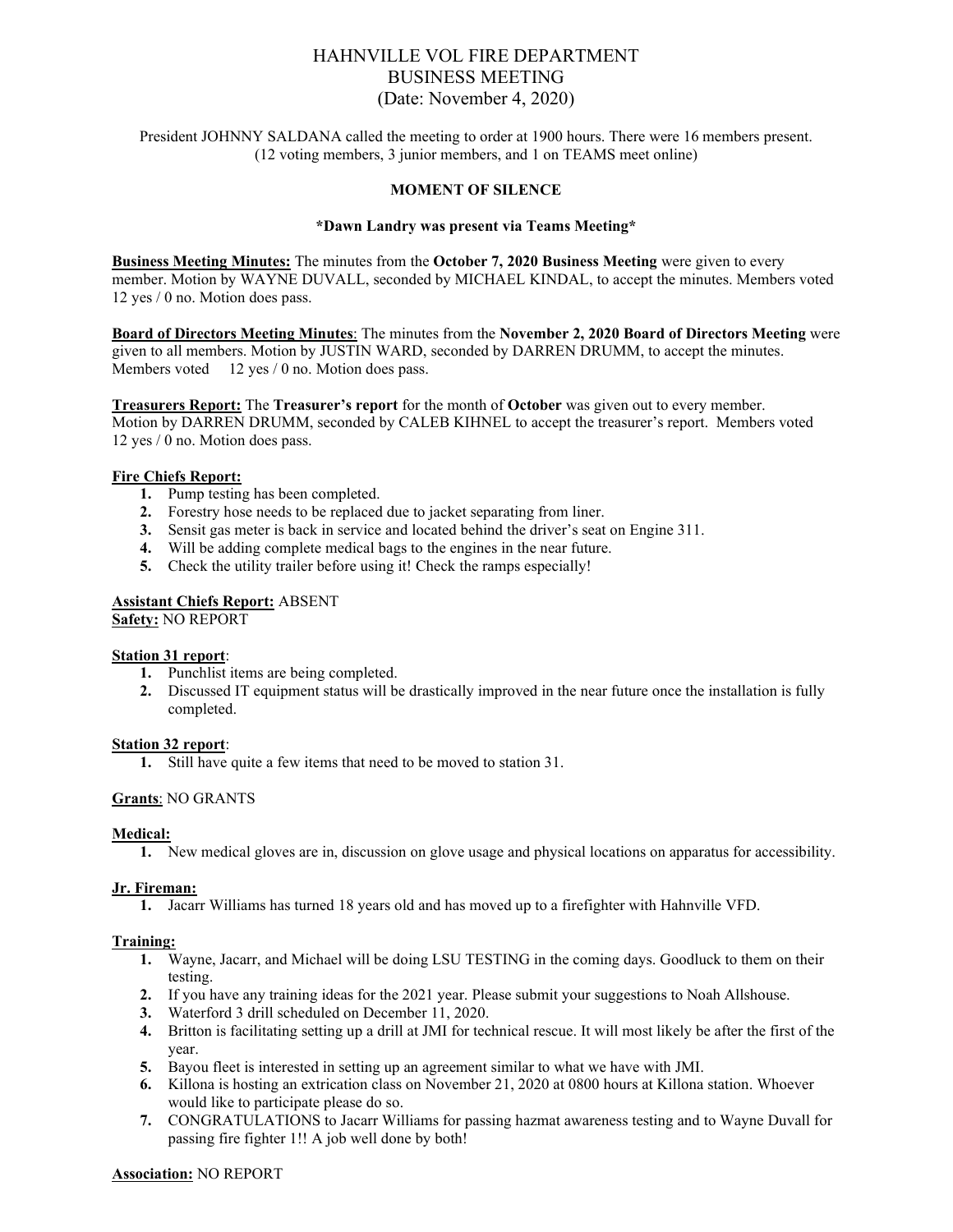# HAHNVILLE VOL FIRE DEPARTMENT
## BUSINESS MEETING
### (Date: November 4, 2020)

President JOHNNY SALDANA called the meeting to order at 1900 hours. There were 16 members present. (12 voting members, 3 junior members, and 1 on TEAMS meet online)

**MOMENT OF SILENCE**

***Dawn Landry was present via Teams Meeting***

**Business Meeting Minutes:** The minutes from the **October 7, 2020 Business Meeting** were given to every member. Motion by WAYNE DUVALL, seconded by MICHAEL KINDAL, to accept the minutes. Members voted 12 yes / 0 no. Motion does pass.

**Board of Directors Meeting Minutes**: The minutes from the **November 2, 2020 Board of Directors Meeting** were given to all members. Motion by JUSTIN WARD, seconded by DARREN DRUMM, to accept the minutes. Members voted 12 yes / 0 no. Motion does pass.

**Treasurers Report:** The **Treasurer's report** for the month of **October** was given out to every member. Motion by DARREN DRUMM, seconded by CALEB KIHNEL to accept the treasurer's report. Members voted 12 yes / 0 no. Motion does pass.

**Fire Chiefs Report:**

1. Pump testing has been completed.
2. Forestry hose needs to be replaced due to jacket separating from liner.
3. Sensit gas meter is back in service and located behind the driver's seat on Engine 311.
4. Will be adding complete medical bags to the engines in the near future.
5. Check the utility trailer before using it! Check the ramps especially!

**Assistant Chiefs Report:** ABSENT

**Safety:** NO REPORT

**Station 31 report**:

1. Punchlist items are being completed.
2. Discussed IT equipment status will be drastically improved in the near future once the installation is fully completed.

**Station 32 report**:

1. Still have quite a few items that need to be moved to station 31.

**Grants**: NO GRANTS

**Medical:**

1. New medical gloves are in, discussion on glove usage and physical locations on apparatus for accessibility.

**Jr. Fireman:**

1. Jacarr Williams has turned 18 years old and has moved up to a firefighter with Hahnville VFD.

**Training:**

1. Wayne, Jacarr, and Michael will be doing LSU TESTING in the coming days. Goodluck to them on their testing.
2. If you have any training ideas for the 2021 year. Please submit your suggestions to Noah Allshouse.
3. Waterford 3 drill scheduled on December 11, 2020.
4. Britton is facilitating setting up a drill at JMI for technical rescue. It will most likely be after the first of the year.
5. Bayou fleet is interested in setting up an agreement similar to what we have with JMI.
6. Killona is hosting an extrication class on November 21, 2020 at 0800 hours at Killona station. Whoever would like to participate please do so.
7. CONGRATULATIONS to Jacarr Williams for passing hazmat awareness testing and to Wayne Duvall for passing fire fighter 1!! A job well done by both!

**Association:** NO REPORT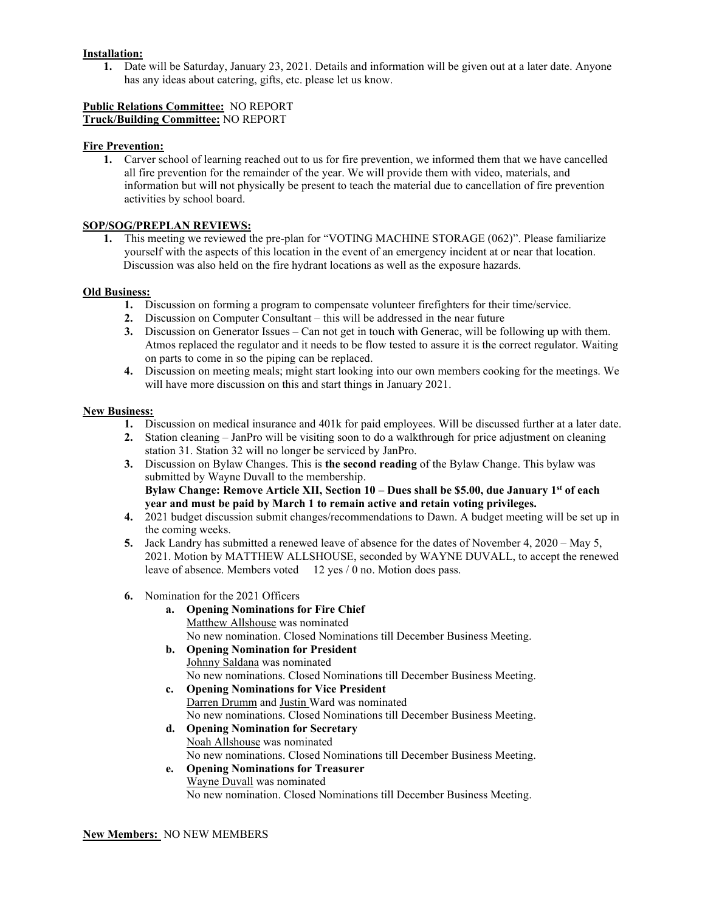**Installation:**

1. Date will be Saturday, January 23, 2021. Details and information will be given out at a later date. Anyone has any ideas about catering, gifts, etc. please let us know.

**Public Relations Committee:** NO REPORT
**Truck/Building Committee:** NO REPORT

**Fire Prevention:**

1. Carver school of learning reached out to us for fire prevention, we informed them that we have cancelled all fire prevention for the remainder of the year. We will provide them with video, materials, and information but will not physically be present to teach the material due to cancellation of fire prevention activities by school board.

**SOP/SOG/PREPLAN REVIEWS:**

1. This meeting we reviewed the pre-plan for "VOTING MACHINE STORAGE (062)". Please familiarize yourself with the aspects of this location in the event of an emergency incident at or near that location. Discussion was also held on the fire hydrant locations as well as the exposure hazards.

**Old Business:**

1. Discussion on forming a program to compensate volunteer firefighters for their time/service.
2. Discussion on Computer Consultant – this will be addressed in the near future
3. Discussion on Generator Issues – Can not get in touch with Generac, will be following up with them. Atmos replaced the regulator and it needs to be flow tested to assure it is the correct regulator. Waiting on parts to come in so the piping can be replaced.
4. Discussion on meeting meals; might start looking into our own members cooking for the meetings. We will have more discussion on this and start things in January 2021.

**New Business:**

1. Discussion on medical insurance and 401k for paid employees. Will be discussed further at a later date.
2. Station cleaning – JanPro will be visiting soon to do a walkthrough for price adjustment on cleaning station 31. Station 32 will no longer be serviced by JanPro.
3. Discussion on Bylaw Changes. This is **the second reading** of the Bylaw Change. This bylaw was submitted by Wayne Duvall to the membership.
   **Bylaw Change: Remove Article XII, Section 10 – Dues shall be $5.00, due January 1st of each year and must be paid by March 1 to remain active and retain voting privileges.**
4. 2021 budget discussion submit changes/recommendations to Dawn. A budget meeting will be set up in the coming weeks.
5. Jack Landry has submitted a renewed leave of absence for the dates of November 4, 2020 – May 5, 2021. Motion by MATTHEW ALLSHOUSE, seconded by WAYNE DUVALL, to accept the renewed leave of absence. Members voted 12 yes / 0 no. Motion does pass.
6. Nomination for the 2021 Officers
   a. **Opening Nominations for Fire Chief**
      Matthew Allshouse was nominated
      No new nomination. Closed Nominations till December Business Meeting.
   b. **Opening Nomination for President**
      Johnny Saldana was nominated
      No new nominations. Closed Nominations till December Business Meeting.
   c. **Opening Nominations for Vice President**
      Darren Drumm and Justin Ward was nominated
      No new nominations. Closed Nominations till December Business Meeting.
   d. **Opening Nomination for Secretary**
      Noah Allshouse was nominated
      No new nominations. Closed Nominations till December Business Meeting.
   e. **Opening Nominations for Treasurer**
      Wayne Duvall was nominated
      No new nomination. Closed Nominations till December Business Meeting.

**New Members:** NO NEW MEMBERS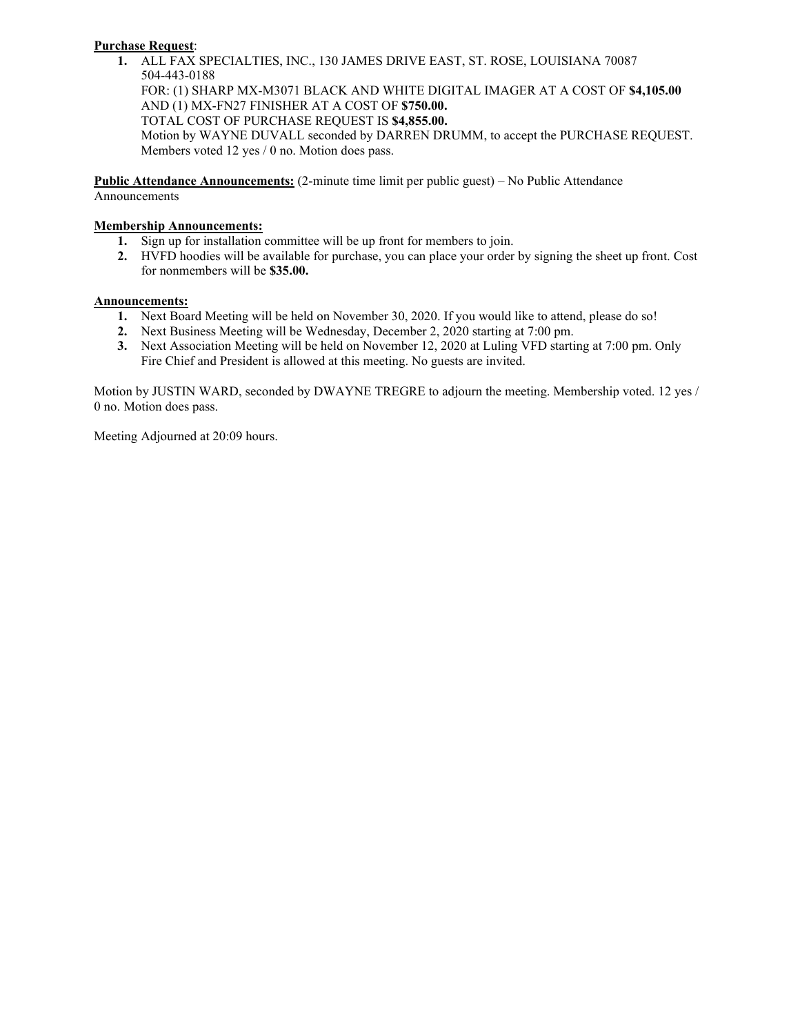**Purchase Request**:

1. ALL FAX SPECIALTIES, INC., 130 JAMES DRIVE EAST, ST. ROSE, LOUISIANA 70087
   504-443-0188
   FOR: (1) SHARP MX-M3071 BLACK AND WHITE DIGITAL IMAGER AT A COST OF **$4,105.00** AND (1) MX-FN27 FINISHER AT A COST OF **$750.00.**
   TOTAL COST OF PURCHASE REQUEST IS **$4,855.00.**
   Motion by WAYNE DUVALL seconded by DARREN DRUMM, to accept the PURCHASE REQUEST. Members voted 12 yes / 0 no. Motion does pass.

**Public Attendance Announcements:** (2-minute time limit per public guest) – No Public Attendance Announcements

**Membership Announcements:**

1. Sign up for installation committee will be up front for members to join.
2. HVFD hoodies will be available for purchase, you can place your order by signing the sheet up front. Cost for nonmembers will be **$35.00.**

**Announcements:**

1. Next Board Meeting will be held on November 30, 2020. If you would like to attend, please do so!
2. Next Business Meeting will be Wednesday, December 2, 2020 starting at 7:00 pm.
3. Next Association Meeting will be held on November 12, 2020 at Luling VFD starting at 7:00 pm. Only Fire Chief and President is allowed at this meeting. No guests are invited.

Motion by JUSTIN WARD, seconded by DWAYNE TREGRE to adjourn the meeting. Membership voted. 12 yes / 0 no. Motion does pass.

Meeting Adjourned at 20:09 hours.